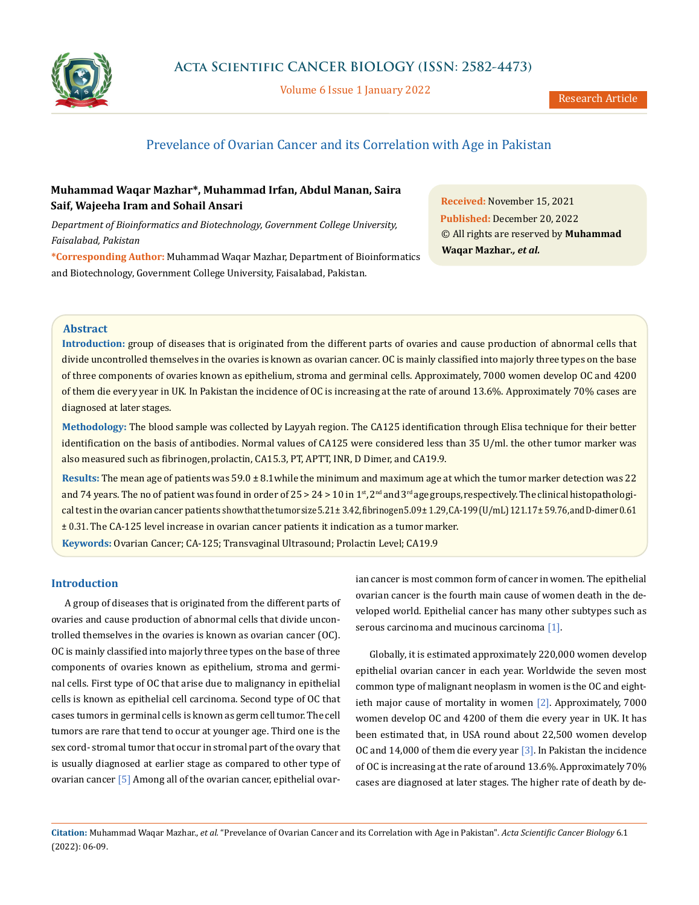# Prevelance of Ovarian Cancer and its Correlation with Age in Pakistan

**Muhammad Waqar Mazhar\*, Muhammad Irfan, Abdul Manan, Saira Saif, Wajeeha Iram and Sohail Ansari**

*Department of Bioinformatics and Biotechnology, Government College University, Faisalabad, Pakistan*

**\*Corresponding Author:** Muhammad Waqar Mazhar, Department of Bioinformatics and Biotechnology, Government College University, Faisalabad, Pakistan.

**Received:** November 15, 2021
**Published:** December 20, 2022
© All rights are reserved by **Muhammad Waqar Mazhar*., et al.***

## Abstract

**Introduction:** group of diseases that is originated from the different parts of ovaries and cause production of abnormal cells that divide uncontrolled themselves in the ovaries is known as ovarian cancer. OC is mainly classified into majorly three types on the base of three components of ovaries known as epithelium, stroma and germinal cells. Approximately, 7000 women develop OC and 4200 of them die every year in UK. In Pakistan the incidence of OC is increasing at the rate of around 13.6%. Approximately 70% cases are diagnosed at later stages.

**Methodology:** The blood sample was collected by Layyah region. The CA125 identification through Elisa technique for their better identification on the basis of antibodies. Normal values of CA125 were considered less than 35 U/ml. the other tumor marker was also measured such as fibrinogen, prolactin, CA15.3, PT, APTT, INR, D Dimer, and CA19.9.

**Results:** The mean age of patients was 59.0 ± 8.1 while the minimum and maximum age at which the tumor marker detection was 22 and 74 years. The no of patient was found in order of 25 > 24 > 10 in 1st, 2nd and 3rd age groups, respectively. The clinical histopathological test in the ovarian cancer patients show that the tumor size 5.21 ± 3.42, fibrinogen 5.09 ± 1.29, CA-199 (U/mL) 121.17 ± 59.76, and D-dimer 0.61 ± 0.31. The CA-125 level increase in ovarian cancer patients it indication as a tumor marker.

**Keywords:** Ovarian Cancer; CA-125; Transvaginal Ultrasound; Prolactin Level; CA19.9

## Introduction

A group of diseases that is originated from the different parts of ovaries and cause production of abnormal cells that divide uncontrolled themselves in the ovaries is known as ovarian cancer (OC). OC is mainly classified into majorly three types on the base of three components of ovaries known as epithelium, stroma and germinal cells. First type of OC that arise due to malignancy in epithelial cells is known as epithelial cell carcinoma. Second type of OC that cases tumors in germinal cells is known as germ cell tumor. The cell tumors are rare that tend to occur at younger age. Third one is the sex cord- stromal tumor that occur in stromal part of the ovary that is usually diagnosed at earlier stage as compared to other type of ovarian cancer [5] Among all of the ovarian cancer, epithelial ovarian cancer is most common form of cancer in women. The epithelial ovarian cancer is the fourth main cause of women death in the developed world. Epithelial cancer has many other subtypes such as serous carcinoma and mucinous carcinoma [1].

Globally, it is estimated approximately 220,000 women develop epithelial ovarian cancer in each year. Worldwide the seven most common type of malignant neoplasm in women is the OC and eightieth major cause of mortality in women [2]. Approximately, 7000 women develop OC and 4200 of them die every year in UK. It has been estimated that, in USA round about 22,500 women develop OC and 14,000 of them die every year [3]. In Pakistan the incidence of OC is increasing at the rate of around 13.6%. Approximately 70% cases are diagnosed at later stages. The higher rate of death by de-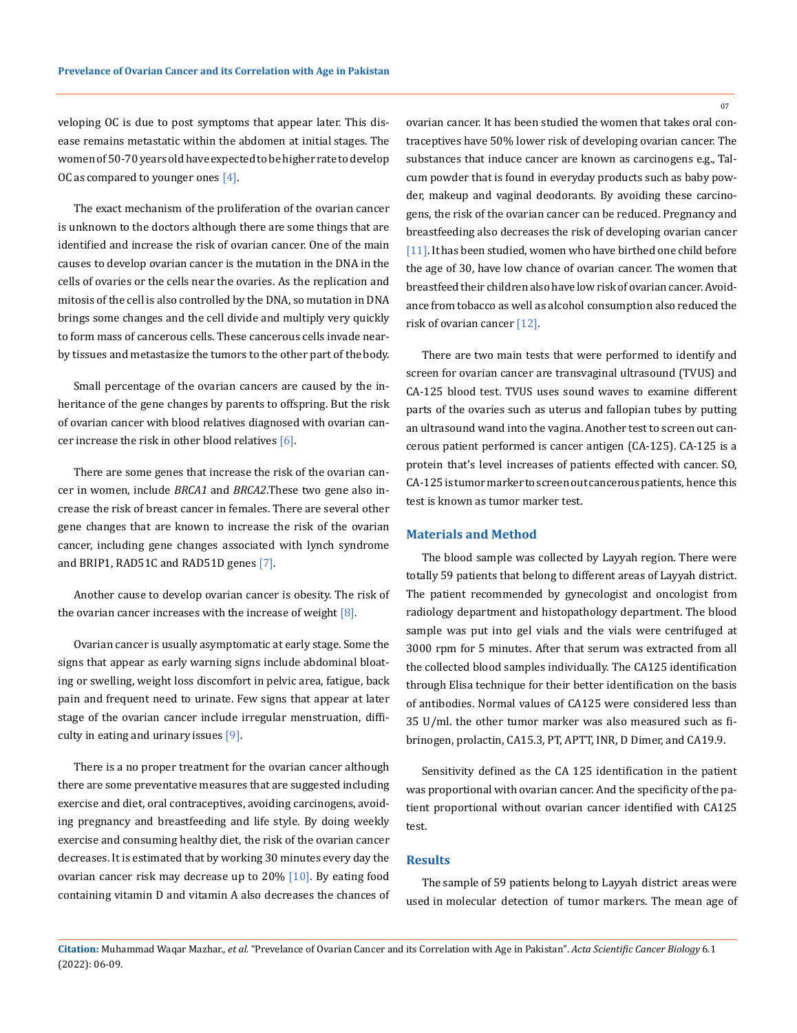veloping OC is due to post symptoms that appear later. This disease remains metastatic within the abdomen at initial stages. The women of 50-70 years old have expected to be higher rate to develop OC as compared to younger ones [4].

The exact mechanism of the proliferation of the ovarian cancer is unknown to the doctors although there are some things that are identified and increase the risk of ovarian cancer. One of the main causes to develop ovarian cancer is the mutation in the DNA in the cells of ovaries or the cells near the ovaries. As the replication and mitosis of the cell is also controlled by the DNA, so mutation in DNA brings some changes and the cell divide and multiply very quickly to form mass of cancerous cells. These cancerous cells invade nearby tissues and metastasize the tumors to the other part of the body.

Small percentage of the ovarian cancers are caused by the inheritance of the gene changes by parents to offspring. But the risk of ovarian cancer with blood relatives diagnosed with ovarian cancer increase the risk in other blood relatives [6].

There are some genes that increase the risk of the ovarian cancer in women, include *BRCA1* and *BRCA2*.These two gene also increase the risk of breast cancer in females. There are several other gene changes that are known to increase the risk of the ovarian cancer, including gene changes associated with lynch syndrome and BRIP1, RAD51C and RAD51D genes [7].

Another cause to develop ovarian cancer is obesity. The risk of the ovarian cancer increases with the increase of weight [8].

Ovarian cancer is usually asymptomatic at early stage. Some the signs that appear as early warning signs include abdominal bloating or swelling, weight loss discomfort in pelvic area, fatigue, back pain and frequent need to urinate. Few signs that appear at later stage of the ovarian cancer include irregular menstruation, difficulty in eating and urinary issues [9].

There is a no proper treatment for the ovarian cancer although there are some preventative measures that are suggested including exercise and diet, oral contraceptives, avoiding carcinogens, avoiding pregnancy and breastfeeding and life style. By doing weekly exercise and consuming healthy diet, the risk of the ovarian cancer decreases. It is estimated that by working 30 minutes every day the ovarian cancer risk may decrease up to 20% [10]. By eating food containing vitamin D and vitamin A also decreases the chances of ovarian cancer. It has been studied the women that takes oral contraceptives have 50% lower risk of developing ovarian cancer. The substances that induce cancer are known as carcinogens e.g., Talcum powder that is found in everyday products such as baby powder, makeup and vaginal deodorants. By avoiding these carcinogens, the risk of the ovarian cancer can be reduced. Pregnancy and breastfeeding also decreases the risk of developing ovarian cancer [11]. It has been studied, women who have birthed one child before the age of 30, have low chance of ovarian cancer. The women that breastfeed their children also have low risk of ovarian cancer. Avoidance from tobacco as well as alcohol consumption also reduced the risk of ovarian cancer [12].

There are two main tests that were performed to identify and screen for ovarian cancer are transvaginal ultrasound (TVUS) and CA-125 blood test. TVUS uses sound waves to examine different parts of the ovaries such as uterus and fallopian tubes by putting an ultrasound wand into the vagina. Another test to screen out cancerous patient performed is cancer antigen (CA-125). CA-125 is a protein that's level increases of patients effected with cancer. SO, CA-125 is tumor marker to screen out cancerous patients, hence this test is known as tumor marker test.

## Materials and Method

The blood sample was collected by Layyah region. There were totally 59 patients that belong to different areas of Layyah district. The patient recommended by gynecologist and oncologist from radiology department and histopathology department. The blood sample was put into gel vials and the vials were centrifuged at 3000 rpm for 5 minutes. After that serum was extracted from all the collected blood samples individually. The CA125 identification through Elisa technique for their better identification on the basis of antibodies. Normal values of CA125 were considered less than 35 U/ml. the other tumor marker was also measured such as fibrinogen, prolactin, CA15.3, PT, APTT, INR, D Dimer, and CA19.9.

Sensitivity defined as the CA 125 identification in the patient was proportional with ovarian cancer. And the specificity of the patient proportional without ovarian cancer identified with CA125 test.

## Results

The sample of 59 patients belong to Layyah district areas were used in molecular detection of tumor markers. The mean age of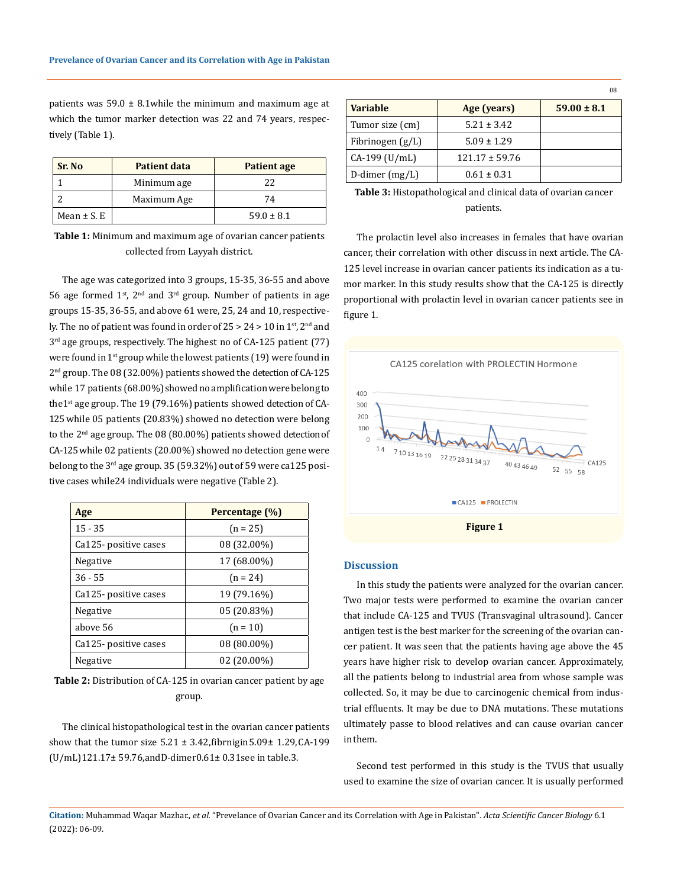patients was 59.0 ± 8.1while the minimum and maximum age at which the tumor marker detection was 22 and 74 years, respectively (Table 1).

| Sr. No | Patient data | Patient age |
|---|---|---|
| 1 | Minimum age | 22 |
| 2 | Maximum Age | 74 |
| Mean ± S. E | | 59.0 ± 8.1 |

**Table 1:** Minimum and maximum age of ovarian cancer patients collected from Layyah district.

The age was categorized into 3 groups, 15-35, 36-55 and above 56 age formed 1st, 2nd and 3rd group. Number of patients in age groups 15-35, 36-55, and above 61 were, 25, 24 and 10, respectively. The no of patient was found in order of 25 > 24 > 10 in 1st, 2nd and 3rd age groups, respectively. The highest no of CA-125 patient (77) were found in 1st group while the lowest patients (19) were found in 2nd group. The 08 (32.00%) patients showed the detection of CA-125 while 17 patients (68.00%) showed no amplification were belong to the1st age group. The 19 (79.16%) patients showed detection of CA-125 while 05 patients (20.83%) showed no detection were belong to the 2nd age group. The 08 (80.00%) patients showed detection of CA-125 while 02 patients (20.00%) showed no detection gene were belong to the 3rd age group. 35 (59.32%) out of 59 were ca125 positive cases while24 individuals were negative (Table 2).

| Age | Percentage (%) |
|---|---|
| 15 - 35 | (n = 25) |
| Ca125- positive cases | 08 (32.00%) |
| Negative | 17 (68.00%) |
| 36 - 55 | (n = 24) |
| Ca125- positive cases | 19 (79.16%) |
| Negative | 05 (20.83%) |
| above 56 | (n = 10) |
| Ca125- positive cases | 08 (80.00%) |
| Negative | 02 (20.00%) |

**Table 2:** Distribution of CA-125 in ovarian cancer patient by age group.

The clinical histopathological test in the ovarian cancer patients show that the tumor size 5.21 ± 3.42,fibrnigin5.09± 1.29,CA-199 (U/mL)121.17± 59.76,andD-dimer0.61± 0.31see in table.3.

| Variable | Age (years) | 59.00 ± 8.1 |
|---|---|---|
| Tumor size (cm) | 5.21 ± 3.42 | |
| Fibrinogen (g/L) | 5.09 ± 1.29 | |
| CA-199 (U/mL) | 121.17 ± 59.76 | |
| D-dimer (mg/L) | 0.61 ± 0.31 | |

**Table 3:** Histopathological and clinical data of ovarian cancer patients.

The prolactin level also increases in females that have ovarian cancer, their correlation with other discuss in next article. The CA-125 level increase in ovarian cancer patients its indication as a tumor marker. In this study results show that the CA-125 is directly proportional with prolactin level in ovarian cancer patients see in figure 1.

**Figure 1**

## Discussion

In this study the patients were analyzed for the ovarian cancer. Two major tests were performed to examine the ovarian cancer that include CA-125 and TVUS (Transvaginal ultrasound). Cancer antigen test is the best marker for the screening of the ovarian cancer patient. It was seen that the patients having age above the 45 years have higher risk to develop ovarian cancer. Approximately, all the patients belong to industrial area from whose sample was collected. So, it may be due to carcinogenic chemical from industrial effluents. It may be due to DNA mutations. These mutations ultimately passe to blood relatives and can cause ovarian cancer in them.

Second test performed in this study is the TVUS that usually used to examine the size of ovarian cancer. It is usually performed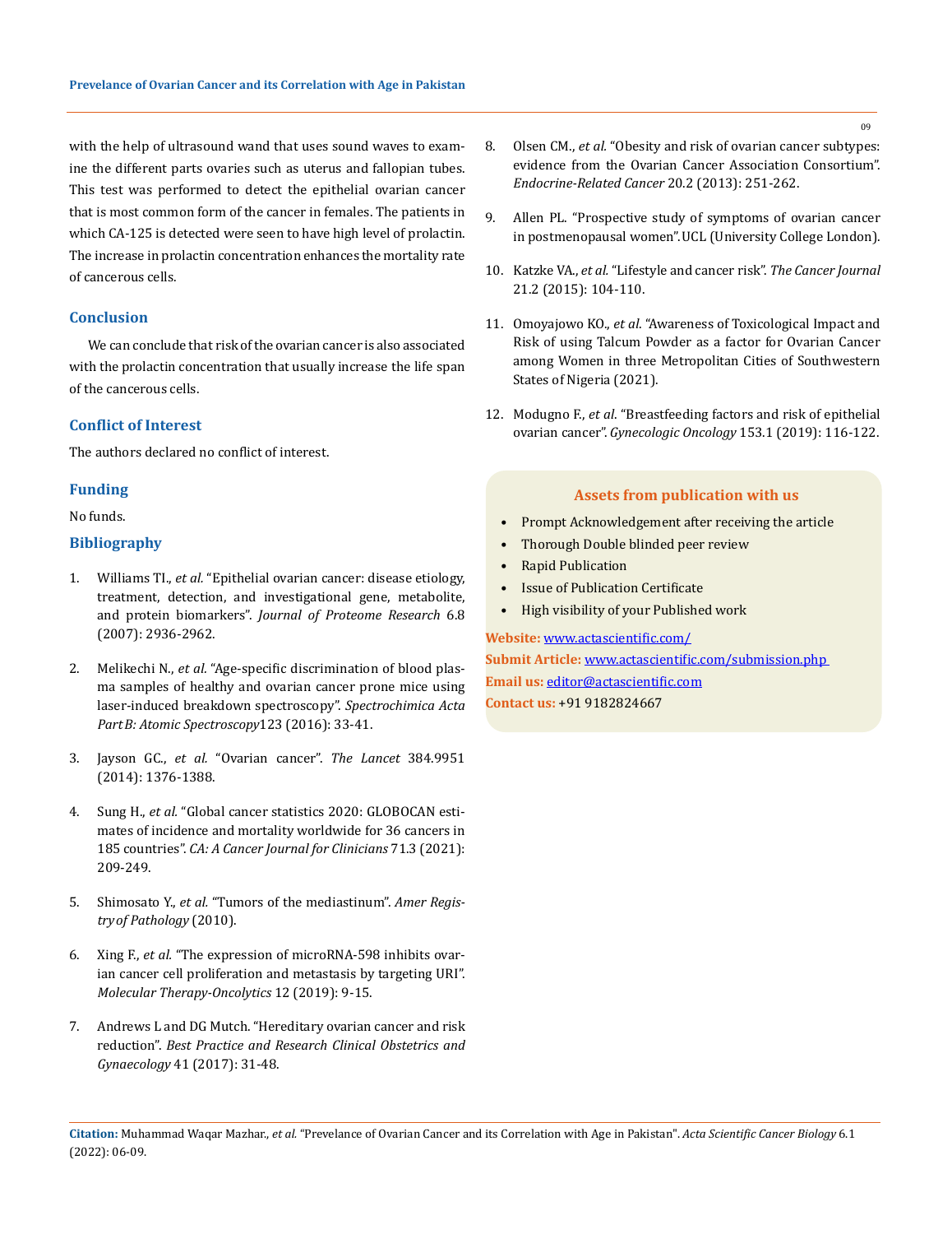with the help of ultrasound wand that uses sound waves to examine the different parts ovaries such as uterus and fallopian tubes. This test was performed to detect the epithelial ovarian cancer that is most common form of the cancer in females. The patients in which CA-125 is detected were seen to have high level of prolactin. The increase in prolactin concentration enhances the mortality rate of cancerous cells.

## Conclusion

We can conclude that risk of the ovarian cancer is also associated with the prolactin concentration that usually increase the life span of the cancerous cells.

## Conflict of Interest

The authors declared no conflict of interest.

## Funding

No funds.

## Bibliography

1. Williams TI., *et al.* "Epithelial ovarian cancer: disease etiology, treatment, detection, and investigational gene, metabolite, and protein biomarkers". *Journal of Proteome Research* 6.8 (2007): 2936-2962.
2. Melikechi N., *et al.* "Age-specific discrimination of blood plasma samples of healthy and ovarian cancer prone mice using laser-induced breakdown spectroscopy". *Spectrochimica Acta Part B: Atomic Spectroscopy*123 (2016): 33-41.
3. Jayson GC., *et al.* "Ovarian cancer". *The Lancet* 384.9951 (2014): 1376-1388.
4. Sung H., *et al.* "Global cancer statistics 2020: GLOBOCAN estimates of incidence and mortality worldwide for 36 cancers in 185 countries". *CA: A Cancer Journal for Clinicians* 71.3 (2021): 209-249.
5. Shimosato Y., *et al.* "Tumors of the mediastinum". *Amer Registry of Pathology* (2010).
6. Xing F., *et al.* "The expression of microRNA-598 inhibits ovarian cancer cell proliferation and metastasis by targeting URI". *Molecular Therapy-Oncolytics* 12 (2019): 9-15.
7. Andrews L and DG Mutch. "Hereditary ovarian cancer and risk reduction". *Best Practice and Research Clinical Obstetrics and Gynaecology* 41 (2017): 31-48.
8. Olsen CM., *et al.* "Obesity and risk of ovarian cancer subtypes: evidence from the Ovarian Cancer Association Consortium". *Endocrine-Related Cancer* 20.2 (2013): 251-262.
9. Allen PL. "Prospective study of symptoms of ovarian cancer in postmenopausal women".UCL (University College London).
10. Katzke VA., *et al.* "Lifestyle and cancer risk". *The Cancer Journal* 21.2 (2015): 104-110.
11. Omoyajowo KO., *et al.* "Awareness of Toxicological Impact and Risk of using Talcum Powder as a factor for Ovarian Cancer among Women in three Metropolitan Cities of Southwestern States of Nigeria (2021).
12. Modugno F., *et al.* "Breastfeeding factors and risk of epithelial ovarian cancer". *Gynecologic Oncology* 153.1 (2019): 116-122.

**Assets from publication with us**

- Prompt Acknowledgement after receiving the article
- Thorough Double blinded peer review
- Rapid Publication
- Issue of Publication Certificate
- High visibility of your Published work

**Website:** www.actascientific.com/
**Submit Article:** www.actascientific.com/submission.php
**Email us:** editor@actascientific.com
**Contact us:** +91 9182824667